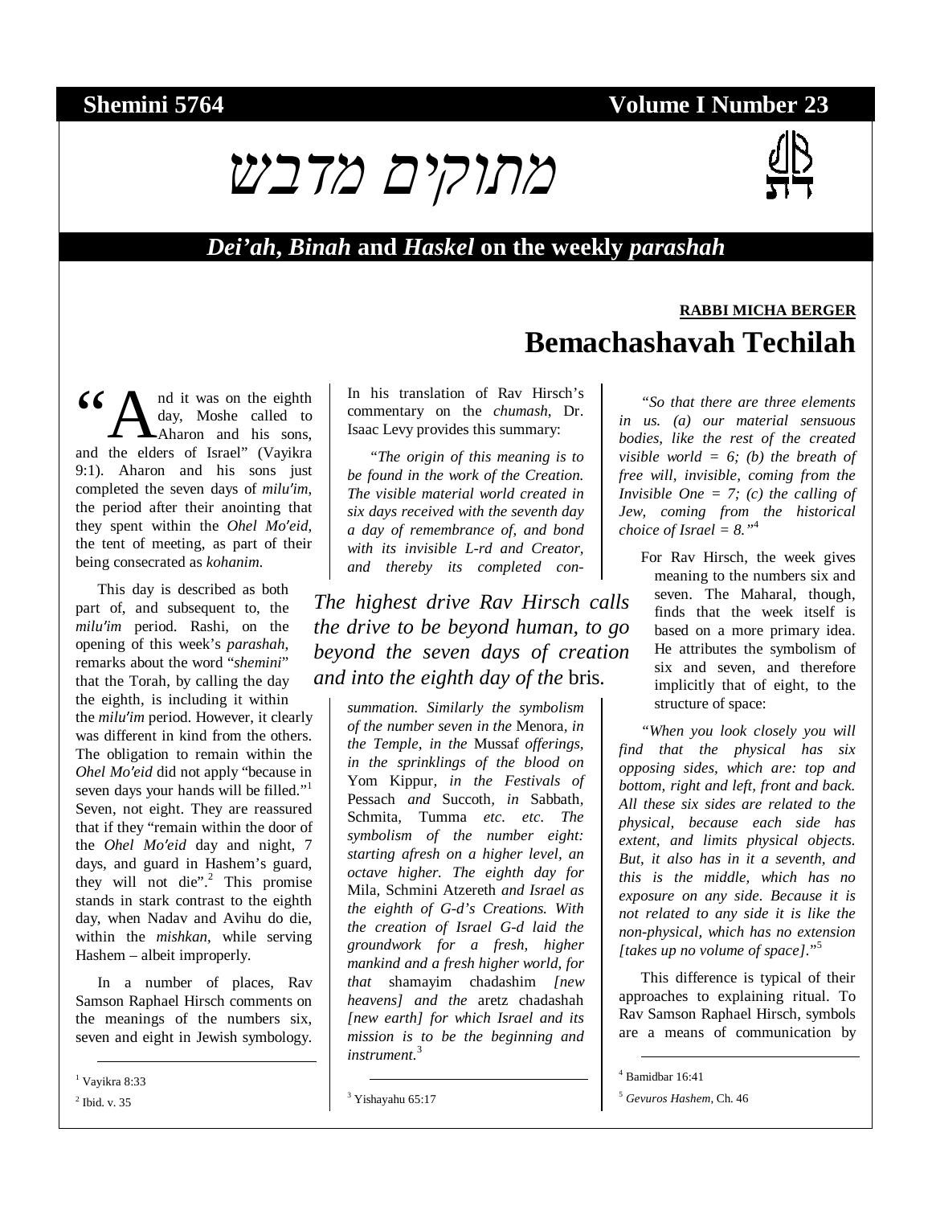Shemini 5764 Volume I Number 23

# מתוקים מדבש

## *Dei'ah*, *Binah* and *Haskel* on the weekly *parashah*

**RABBI MICHA BERGER**

# Bemachashavah Techilah

"And it was on the eighth day, Moshe called to Aharon and his sons, and the elders of Israel" (Vayikra 9:1). Aharon and his sons just completed the seven days of *milu'im*, the period after their anointing that they spent within the *Ohel Mo'eid*, the tent of meeting, as part of their being consecrated as *kohanim*.

This day is described as both part of, and subsequent to, the *milu'im* period. Rashi, on the opening of this week's *parashah*, remarks about the word "*shemini*" that the Torah, by calling the day the eighth, is including it within the *milu'im* period. However, it clearly was different in kind from the others. The obligation to remain within the *Ohel Mo'eid* did not apply "because in seven days your hands will be filled."[1] Seven, not eight. They are reassured that if they "remain within the door of the *Ohel Mo'eid* day and night, 7 days, and guard in Hashem's guard, they will not die".[2] This promise stands in stark contrast to the eighth day, when Nadav and Avihu do die, within the *mishkan*, while serving Hashem – albeit improperly.

In a number of places, Rav Samson Raphael Hirsch comments on the meanings of the numbers six, seven and eight in Jewish symbology. In his translation of Rav Hirsch's commentary on the *chumash*, Dr. Isaac Levy provides this summary:

*"The origin of this meaning is to be found in the work of the Creation. The visible material world created in six days received with the seventh day a day of remembrance of, and bond with its invisible L-rd and Creator, and thereby its completed consummation. Similarly the symbolism of the number seven in the* Menora*, in the Temple, in the* Mussaf *offerings, in the sprinklings of the blood on* Yom Kippur*, in the Festivals of* Pessach *and* Succoth*, in* Sabbath, Schmita, Tumma *etc. etc. The symbolism of the number eight: starting afresh on a higher level, an octave higher. The eighth day for* Mila, Schmini Atzereth *and Israel as the eighth of G-d's Creations. With the creation of Israel G-d laid the groundwork for a fresh, higher mankind and a fresh higher world, for that* shamayim chadashim *[new heavens] and the* aretz chadashah *[new earth] for which Israel and its mission is to be the beginning and instrument.*[3]

> *The highest drive Rav Hirsch calls the drive to be beyond human, to go beyond the seven days of creation and into the eighth day of the* bris.

*"So that there are three elements in us. (a) our material sensuous bodies, like the rest of the created visible world = 6; (b) the breath of free will, invisible, coming from the Invisible One = 7; (c) the calling of Jew, coming from the historical choice of Israel = 8."*[4]

For Rav Hirsch, the week gives meaning to the numbers six and seven. The Maharal, though, finds that the week itself is based on a more primary idea. He attributes the symbolism of six and seven, and therefore implicitly that of eight, to the structure of space:

*"When you look closely you will find that the physical has six opposing sides, which are: top and bottom, right and left, front and back. All these six sides are related to the physical, because each side has extent, and limits physical objects. But, it also has in it a seventh, and this is the middle, which has no exposure on any side. Because it is not related to any side it is like the non-physical, which has no extension [takes up no volume of space]."*[5]

This difference is typical of their approaches to explaining ritual. To Rav Samson Raphael Hirsch, symbols are a means of communication by

---

[1] Vayikra 8:33

[2] Ibid. v. 35

[3] Yishayahu 65:17

[4] Bamidbar 16:41

[5] *Gevuros Hashem*, Ch. 46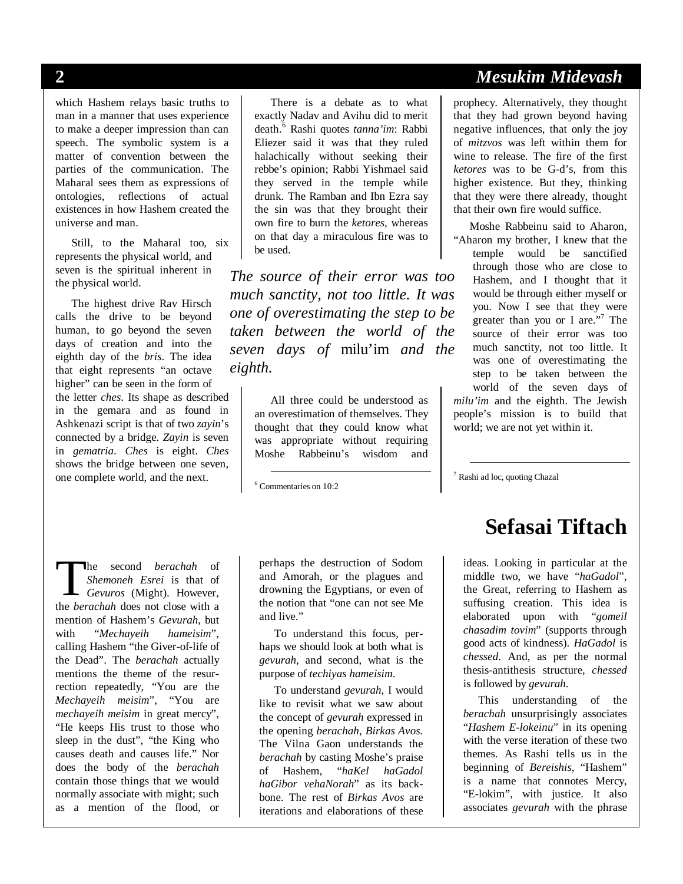which Hashem relays basic truths to man in a manner that uses experience to make a deeper impression than can speech. The symbolic system is a matter of convention between the parties of the communication. The Maharal sees them as expressions of ontologies, reflections of actual existences in how Hashem created the universe and man.

Still, to the Maharal too, six represents the physical world, and seven is the spiritual inherent in the physical world.

The highest drive Rav Hirsch calls the drive to be beyond human, to go beyond the seven days of creation and into the eighth day of the *bris*. The idea that eight represents "an octave higher" can be seen in the form of the letter *ches*. Its shape as described in the gemara and as found in Ashkenazi script is that of two *zayin*'s connected by a bridge. *Zayin* is seven in *gematria*. *Ches* is eight. *Ches* shows the bridge between one seven, one complete world, and the next.

There is a debate as to what exactly Nadav and Avihu did to merit death.[6] Rashi quotes *tanna'im*: Rabbi Eliezer said it was that they ruled halachically without seeking their rebbe's opinion; Rabbi Yishmael said they served in the temple while drunk. The Ramban and Ibn Ezra say the sin was that they brought their own fire to burn the *ketores*, whereas on that day a miraculous fire was to be used.

*The source of their error was too much sanctity, not too little. It was one of overestimating the step to be taken between the world of the seven days of* milu'im *and the eighth.*

All three could be understood as an overestimation of themselves. They thought that they could know what was appropriate without requiring Moshe Rabbeinu's wisdom and prophecy. Alternatively, they thought that they had grown beyond having negative influences, that only the joy of *mitzvos* was left within them for wine to release. The fire of the first *ketores* was to be G-d's, from this higher existence. But they, thinking that they were there already, thought that their own fire would suffice.

Moshe Rabbeinu said to Aharon, "Aharon my brother, I knew that the temple would be sanctified through those who are close to Hashem, and I thought that it would be through either myself or you. Now I see that they were greater than you or I are."[7] The source of their error was too much sanctity, not too little. It was one of overestimating the step to be taken between the world of the seven days of *milu'im* and the eighth. The Jewish people's mission is to build that world; we are not yet within it.

[6] Commentaries on 10:2

[7] Rashi ad loc, quoting Chazal

# Sefasai Tiftach

The second *berachah* of *Shemoneh Esrei* is that of *Gevuros* (Might). However, the *berachah* does not close with a mention of Hashem's *Gevurah*, but with "*Mechayeih hameisim*", calling Hashem "the Giver-of-life of the Dead". The *berachah* actually mentions the theme of the resurrection repeatedly, "You are the *Mechayeih meisim*", "You are *mechayeih meisim* in great mercy", "He keeps His trust to those who sleep in the dust", "the King who causes death and causes life." Nor does the body of the *berachah* contain those things that we would normally associate with might; such as a mention of the flood, or perhaps the destruction of Sodom and Amorah, or the plagues and drowning the Egyptians, or even of the notion that "one can not see Me and live."

To understand this focus, perhaps we should look at both what is *gevurah*, and second, what is the purpose of *techiyas hameisim*.

To understand *gevurah*, I would like to revisit what we saw about the concept of *gevurah* expressed in the opening *berachah*, *Birkas Avos.* The Vilna Gaon understands the *berachah* by casting Moshe's praise of Hashem, "*haKel haGadol haGibor vehaNorah*" as its backbone. The rest of *Birkas Avos* are iterations and elaborations of these ideas. Looking in particular at the middle two, we have "*haGadol*", the Great, referring to Hashem as suffusing creation. This idea is elaborated upon with "*gomeil chasadim tovim*" (supports through good acts of kindness). *HaGadol* is *chessed*. And, as per the normal thesis-antithesis structure, *chessed* is followed by *gevurah*.

This understanding of the *berachah* unsurprisingly associates "*Hashem E-lokeinu*" in its opening with the verse iteration of these two themes. As Rashi tells us in the beginning of *Bereishis*, "Hashem" is a name that connotes Mercy, "E-lokim", with justice. It also associates *gevurah* with the phrase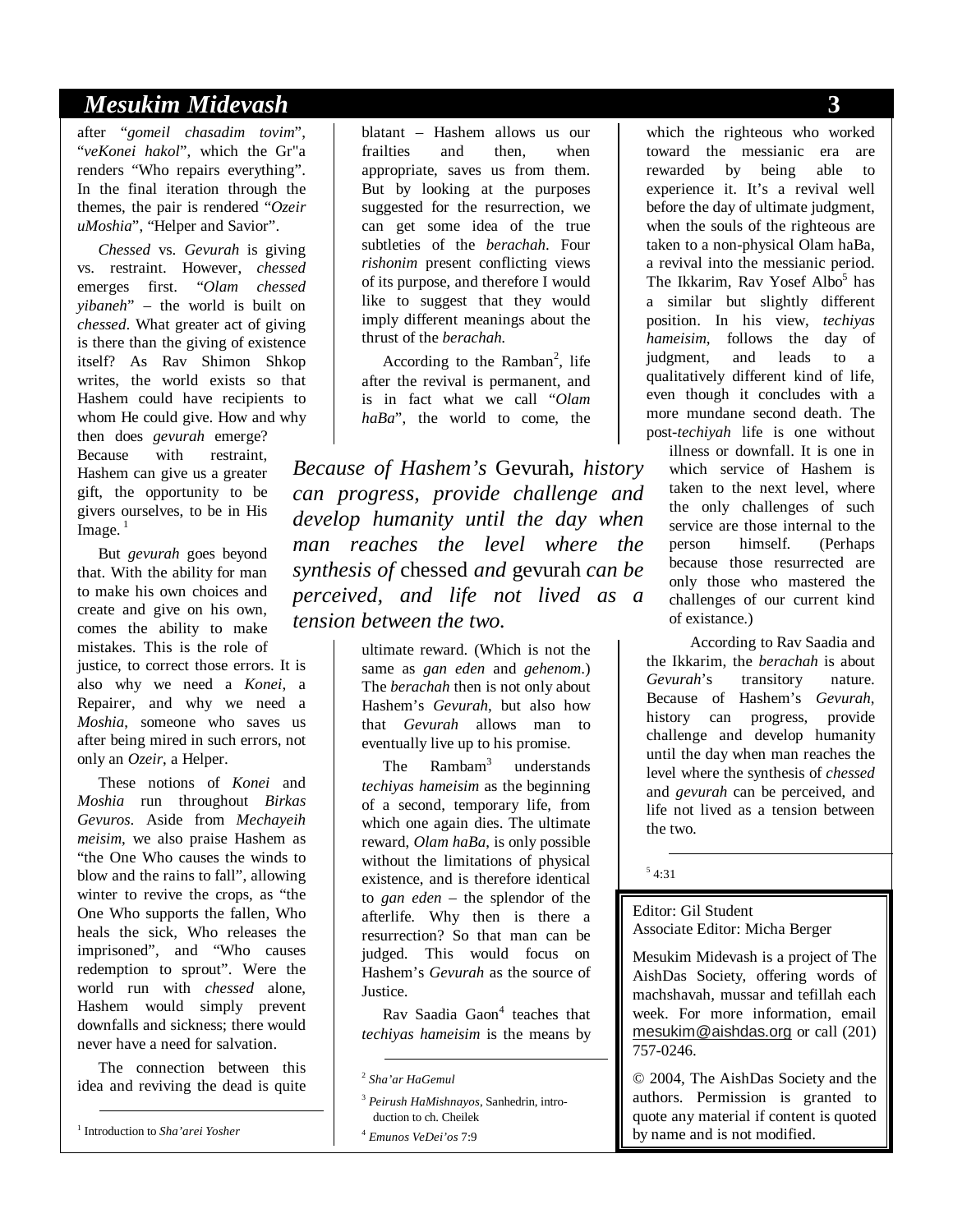after "*gomeil chasadim tovim*", "*veKonei hakol*", which the Gr"a renders "Who repairs everything". In the final iteration through the themes, the pair is rendered "*Ozeir uMoshia*", "Helper and Savior".

*Chessed* vs. *Gevurah* is giving vs. restraint. However, *chessed* emerges first. "*Olam chessed yibaneh*" – the world is built on *chessed*. What greater act of giving is there than the giving of existence itself? As Rav Shimon Shkop writes, the world exists so that Hashem could have recipients to whom He could give. How and why then does *gevurah* emerge? Because with restraint, Hashem can give us a greater gift, the opportunity to be givers ourselves, to be in His Image.[1]

But *gevurah* goes beyond that. With the ability for man to make his own choices and create and give on his own, comes the ability to make mistakes. This is the role of justice, to correct those errors. It is also why we need a *Konei*, a Repairer, and why we need a *Moshia*, someone who saves us after being mired in such errors, not only an *Ozeir*, a Helper.

These notions of *Konei* and *Moshia* run throughout *Birkas Gevuros*. Aside from *Mechayeih meisim*, we also praise Hashem as "the One Who causes the winds to blow and the rains to fall", allowing winter to revive the crops, as "the One Who supports the fallen, Who heals the sick, Who releases the imprisoned", and "Who causes redemption to sprout". Were the world run with *chessed* alone, Hashem would simply prevent downfalls and sickness; there would never have a need for salvation.

The connection between this idea and reviving the dead is quite blatant – Hashem allows us our frailties and then, when appropriate, saves us from them. But by looking at the purposes suggested for the resurrection, we can get some idea of the true subtleties of the *berachah*. Four *rishonim* present conflicting views of its purpose, and therefore I would like to suggest that they would imply different meanings about the thrust of the *berachah.*

According to the Ramban[2], life after the revival is permanent, and is in fact what we call "*Olam haBa*", the world to come, the ultimate reward. (Which is not the same as *gan eden* and *gehenom*.) The *berachah* then is not only about Hashem's *Gevurah*, but also how that *Gevurah* allows man to eventually live up to his promise.

> *Because of Hashem's* Gevurah*, history can progress, provide challenge and develop humanity until the day when man reaches the level where the synthesis of* chessed *and* gevurah *can be perceived, and life not lived as a tension between the two.*

The Rambam[3] understands *techiyas hameisim* as the beginning of a second, temporary life, from which one again dies. The ultimate reward, *Olam haBa*, is only possible without the limitations of physical existence, and is therefore identical to *gan eden* – the splendor of the afterlife. Why then is there a resurrection? So that man can be judged. This would focus on Hashem's *Gevurah* as the source of Justice.

Rav Saadia Gaon[4] teaches that *techiyas hameisim* is the means by which the righteous who worked toward the messianic era are rewarded by being able to experience it. It's a revival well before the day of ultimate judgment, when the souls of the righteous are taken to a non-physical Olam haBa, a revival into the messianic period. The Ikkarim, Rav Yosef Albo[5] has a similar but slightly different position. In his view, *techiyas hameisim*, follows the day of judgment, and leads to a qualitatively different kind of life, even though it concludes with a more mundane second death. The post-*techiyah* life is one without illness or downfall. It is one in which service of Hashem is taken to the next level, where the only challenges of such service are those internal to the person himself. (Perhaps because those resurrected are only those who mastered the challenges of our current kind of existance.)

According to Rav Saadia and the Ikkarim, the *berachah* is about *Gevurah*'s transitory nature. Because of Hashem's *Gevurah*, history can progress, provide challenge and develop humanity until the day when man reaches the level where the synthesis of *chessed* and *gevurah* can be perceived, and life not lived as a tension between the two.

---

[1] Introduction to *Sha'arei Yosher*

[2] *Sha'ar HaGemul*

[3] *Peirush HaMishnayos*, Sanhedrin, introduction to ch. Cheilek

[4] *Emunos VeDei'os* 7:9

[5] 4:31

---

Editor: Gil Student
Associate Editor: Micha Berger

Mesukim Midevash is a project of The AishDas Society, offering words of machshavah, mussar and tefillah each week. For more information, email mesukim@aishdas.org or call (201) 757-0246.

© 2004, The AishDas Society and the authors. Permission is granted to quote any material if content is quoted by name and is not modified.